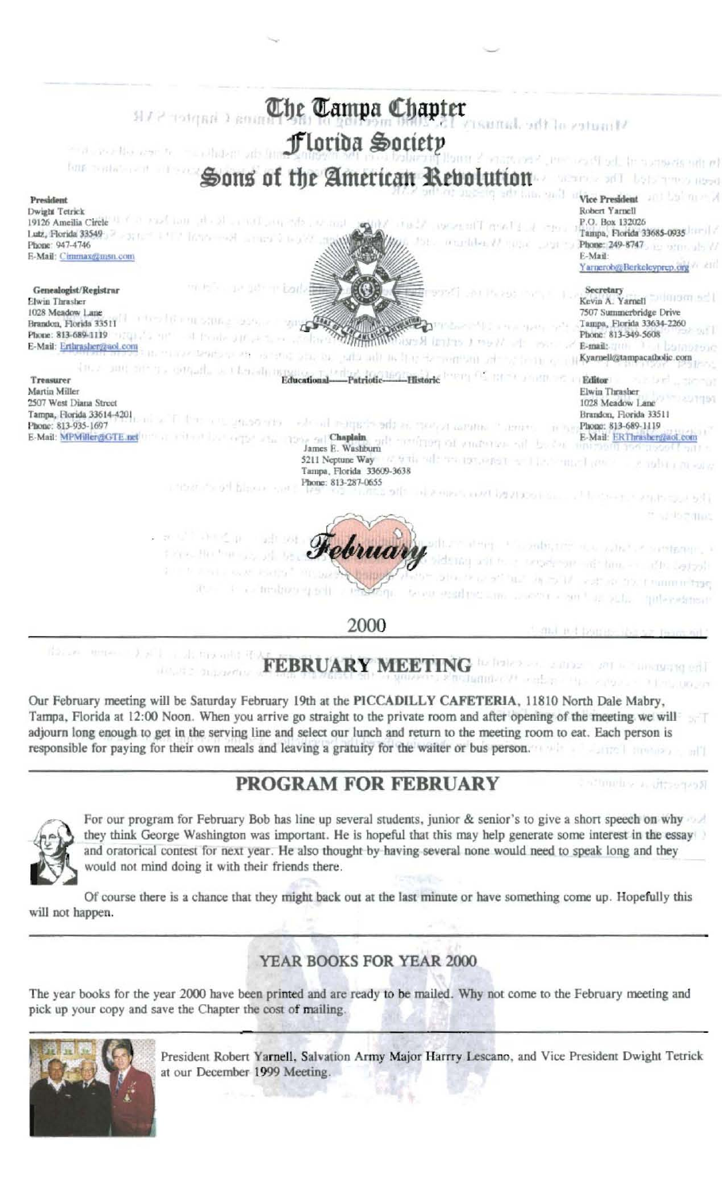# The Tampa Chapter
# Florida Society
# Sons of the American Revolution

**President**
Dwight Tetrick
19126 Amelia Circle
Lutz, Florida 33549
Phone: 947-4746
E-Mail: Cimmax@msn.com

**Genealogist/Registrar**
Elwin Thrasher
1028 Meadow Lane
Brandon, Florida 33511
Phone: 813-689-1119
E-Mail: Erthrasher@aol.com

**Treasurer**
Martin Miller
2507 West Diana Street
Tampa, Florida 33614-4201
Phone: 813-935-1697
E-Mail: MPMiller@GTE.net

**Vice President**
Robert Yarnell
P.O. Box 132026
Tampa, Florida 33685-0935
Phone: 249-8747
E-Mail:
Yarnerob@Berkeleyprep.org

**Secretary**
Kevin A. Yarnell
7507 Summerbridge Drive
Tampa, Florida 33634-2260
Phone: 813-349-5608
E-mail:
Kyarnell@tampacatholic.com

**Editor**
Elwin Thrasher
1028 Meadow Lane
Brandon, Florida 33511
Phone: 813-689-1119
E-Mail: ERThrasher@aol.com

Educational——Patriotic——Historic

**Chaplain**
James E. Washburn
5211 Neptune Way
Tampa, Florida 33609-3638
Phone: 813-287-0655

February

2000

## FEBRUARY MEETING

Our February meeting will be Saturday February 19th at the PICCADILLY CAFETERIA, 11810 North Dale Mabry, Tampa, Florida at 12:00 Noon. When you arrive go straight to the private room and after opening of the meeting we will adjourn long enough to get in the serving line and select our lunch and return to the meeting room to eat. Each person is responsible for paying for their own meals and leaving a gratuity for the waiter or bus person.

## PROGRAM FOR FEBRUARY

For our program for February Bob has line up several students, junior & senior's to give a short speech on why they think George Washington was important. He is hopeful that this may help generate some interest in the essay and oratorical contest for next year. He also thought by having several none would need to speak long and they would not mind doing it with their friends there.

Of course there is a chance that they might back out at the last minute or have something come up. Hopefully this will not happen.

## YEAR BOOKS FOR YEAR 2000

The year books for the year 2000 have been printed and are ready to be mailed. Why not come to the February meeting and pick up your copy and save the Chapter the cost of mailing.

President Robert Yarnell, Salvation Army Major Harrry Lescano, and Vice President Dwight Tetrick at our December 1999 Meeting.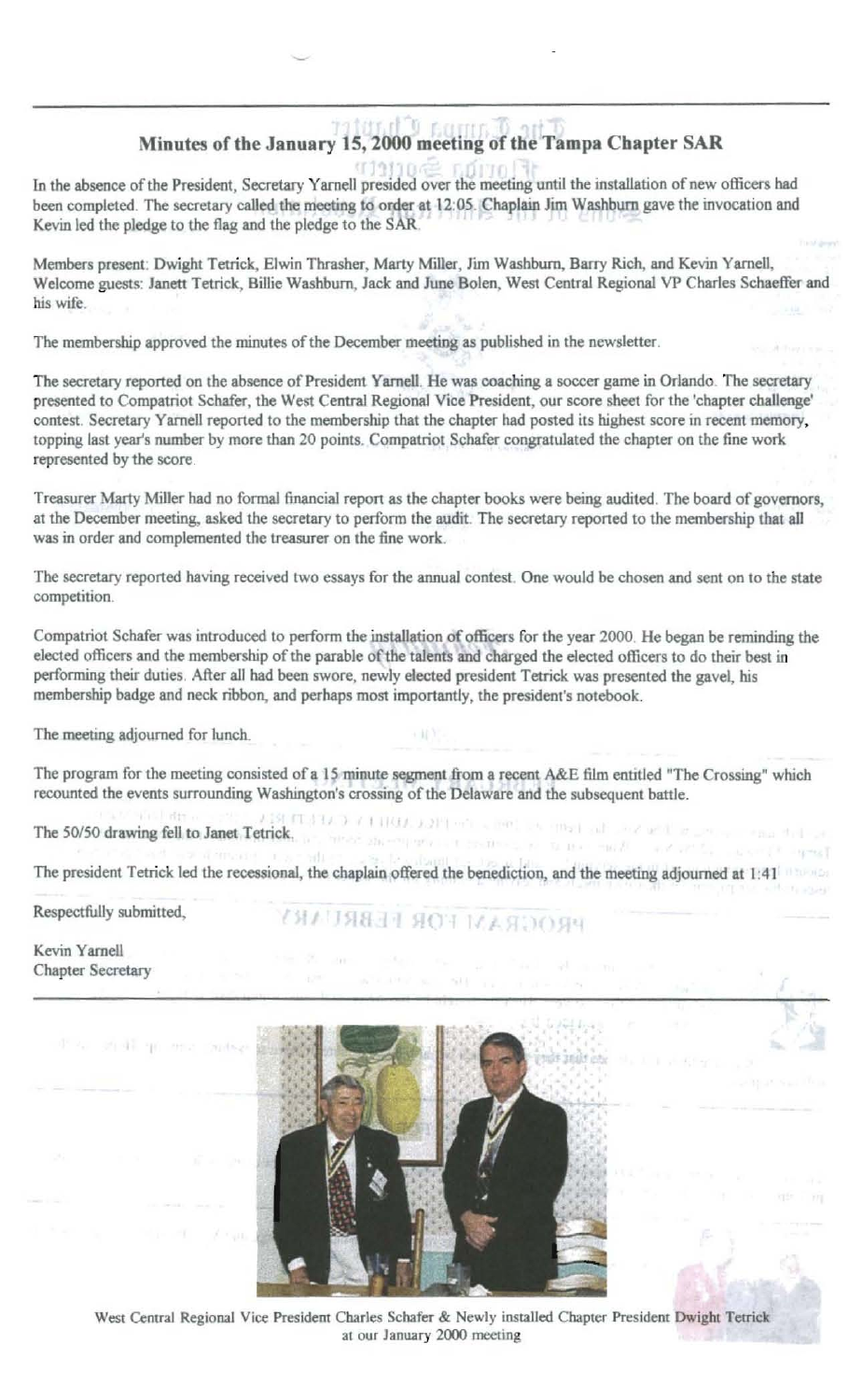## Minutes of the January 15, 2000 meeting of the Tampa Chapter SAR

In the absence of the President, Secretary Yarnell presided over the meeting until the installation of new officers had been completed. The secretary called the meeting to order at 12:05. Chaplain Jim Washburn gave the invocation and Kevin led the pledge to the flag and the pledge to the SAR.

Members present: Dwight Tetrick, Elwin Thrasher, Marty Miller, Jim Washburn, Barry Rich, and Kevin Yarnell, Welcome guests: Janett Tetrick, Billie Washburn, Jack and June Bolen, West Central Regional VP Charles Schaeffer and his wife.

The membership approved the minutes of the December meeting as published in the newsletter.

The secretary reported on the absence of President Yarnell. He was coaching a soccer game in Orlando. The secretary presented to Compatriot Schafer, the West Central Regional Vice President, our score sheet for the 'chapter challenge' contest. Secretary Yarnell reported to the membership that the chapter had posted its highest score in recent memory, topping last year's number by more than 20 points. Compatriot Schafer congratulated the chapter on the fine work represented by the score.

Treasurer Marty Miller had no formal financial report as the chapter books were being audited. The board of governors, at the December meeting, asked the secretary to perform the audit. The secretary reported to the membership that all was in order and complemented the treasurer on the fine work.

The secretary reported having received two essays for the annual contest. One would be chosen and sent on to the state competition.

Compatriot Schafer was introduced to perform the installation of officers for the year 2000. He began be reminding the elected officers and the membership of the parable of the talents and charged the elected officers to do their best in performing their duties. After all had been swore, newly elected president Tetrick was presented the gavel, his membership badge and neck ribbon, and perhaps most importantly, the president's notebook.

The meeting adjourned for lunch.

The program for the meeting consisted of a 15 minute segment from a recent A&E film entitled "The Crossing" which recounted the events surrounding Washington's crossing of the Delaware and the subsequent battle.

The 50/50 drawing fell to Janet Tetrick.

The president Tetrick led the recessional, the chaplain offered the benediction, and the meeting adjourned at 1:41

Respectfully submitted,

Kevin Yarnell
Chapter Secretary

West Central Regional Vice President Charles Schafer & Newly installed Chapter President Dwight Tetrick at our January 2000 meeting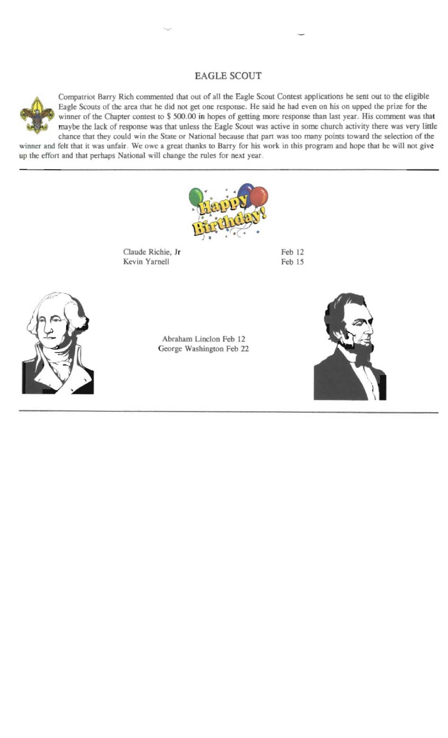## EAGLE SCOUT

Compatriot Barry Rich commented that out of all the Eagle Scout Contest applications he sent out to the eligible Eagle Scouts of the area that he did not get one response. He said he had even on his on upped the prize for the winner of the Chapter contest to $ 500.00 in hopes of getting more response than last year. His comment was that maybe the lack of response was that unless the Eagle Scout was active in some church activity there was very little chance that they could win the State or National because that part was too many points toward the selection of the winner and felt that it was unfair. We owe a great thanks to Barry for his work in this program and hope that he will not give up the effort and that perhaps National will change the rules for next year.

---

Happy Birthday!

| | |
|---|---|
| Claude Richie, Jr | Feb 12 |
| Kevin Yarnell | Feb 15 |

Abraham Linclon Feb 12
George Washington Feb 22

---